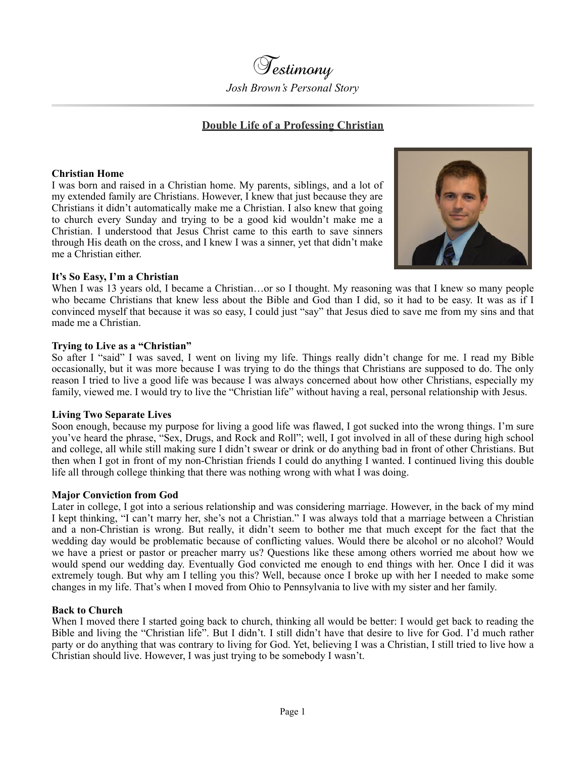# Testimony

*Josh Brown's Personal Story*

## Double Life of a Professing Christian

**Christian Home**

I was born and raised in a Christian home. My parents, siblings, and a lot of my extended family are Christians. However, I knew that just because they are Christians it didn't automatically make me a Christian. I also knew that going to church every Sunday and trying to be a good kid wouldn't make me a Christian. I understood that Jesus Christ came to this earth to save sinners through His death on the cross, and I knew I was a sinner, yet that didn't make me a Christian either.

**It's So Easy, I'm a Christian**

When I was 13 years old, I became a Christian…or so I thought. My reasoning was that I knew so many people who became Christians that knew less about the Bible and God than I did, so it had to be easy. It was as if I convinced myself that because it was so easy, I could just "say" that Jesus died to save me from my sins and that made me a Christian.

**Trying to Live as a "Christian"**

So after I "said" I was saved, I went on living my life. Things really didn't change for me. I read my Bible occasionally, but it was more because I was trying to do the things that Christians are supposed to do. The only reason I tried to live a good life was because I was always concerned about how other Christians, especially my family, viewed me. I would try to live the "Christian life" without having a real, personal relationship with Jesus.

**Living Two Separate Lives**

Soon enough, because my purpose for living a good life was flawed, I got sucked into the wrong things. I'm sure you've heard the phrase, "Sex, Drugs, and Rock and Roll"; well, I got involved in all of these during high school and college, all while still making sure I didn't swear or drink or do anything bad in front of other Christians. But then when I got in front of my non-Christian friends I could do anything I wanted. I continued living this double life all through college thinking that there was nothing wrong with what I was doing.

**Major Conviction from God**

Later in college, I got into a serious relationship and was considering marriage. However, in the back of my mind I kept thinking, "I can't marry her, she's not a Christian." I was always told that a marriage between a Christian and a non-Christian is wrong. But really, it didn't seem to bother me that much except for the fact that the wedding day would be problematic because of conflicting values. Would there be alcohol or no alcohol? Would we have a priest or pastor or preacher marry us? Questions like these among others worried me about how we would spend our wedding day. Eventually God convicted me enough to end things with her. Once I did it was extremely tough. But why am I telling you this? Well, because once I broke up with her I needed to make some changes in my life. That's when I moved from Ohio to Pennsylvania to live with my sister and her family.

**Back to Church**

When I moved there I started going back to church, thinking all would be better: I would get back to reading the Bible and living the "Christian life". But I didn't. I still didn't have that desire to live for God. I'd much rather party or do anything that was contrary to living for God. Yet, believing I was a Christian, I still tried to live how a Christian should live. However, I was just trying to be somebody I wasn't.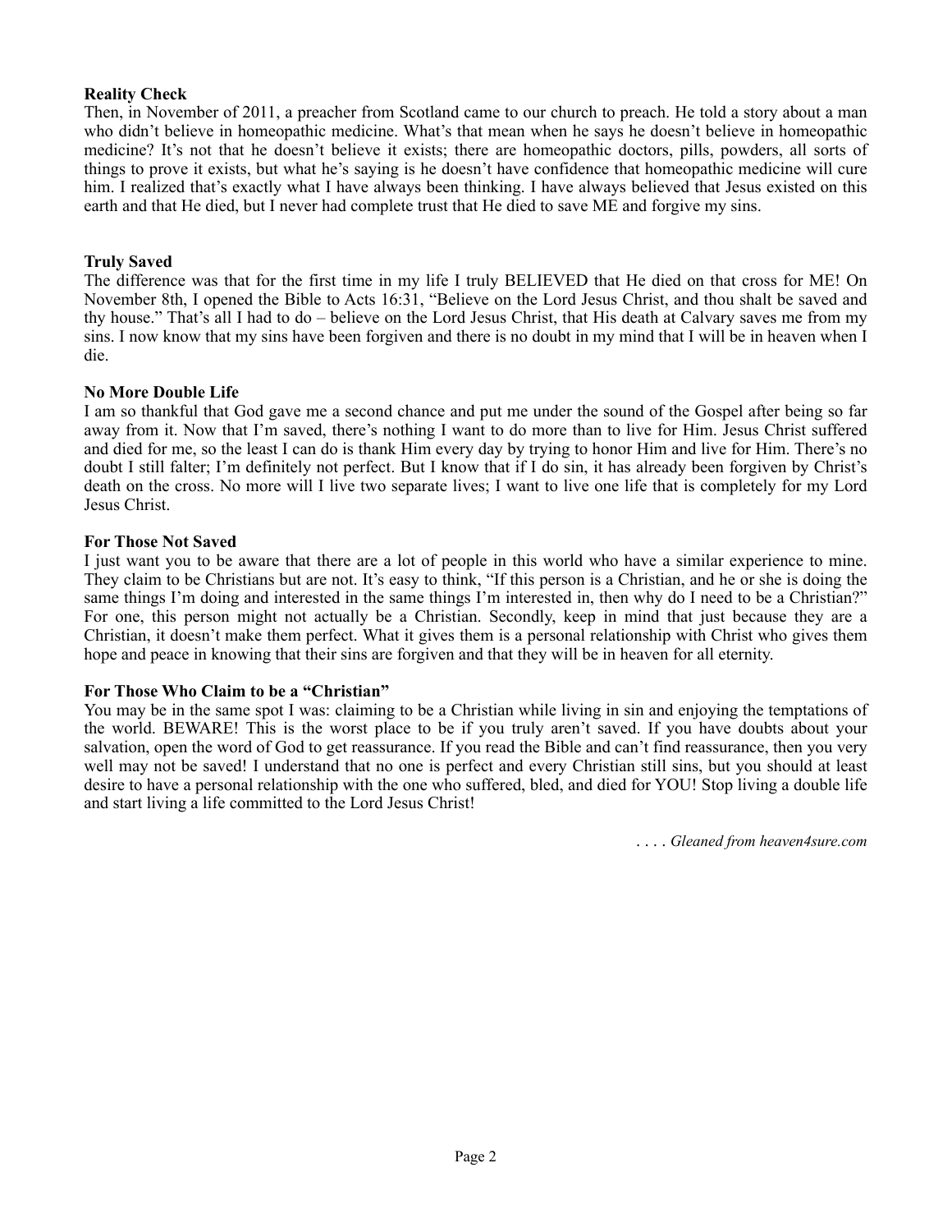**Reality Check**

Then, in November of 2011, a preacher from Scotland came to our church to preach. He told a story about a man who didn't believe in homeopathic medicine. What's that mean when he says he doesn't believe in homeopathic medicine? It's not that he doesn't believe it exists; there are homeopathic doctors, pills, powders, all sorts of things to prove it exists, but what he's saying is he doesn't have confidence that homeopathic medicine will cure him. I realized that's exactly what I have always been thinking. I have always believed that Jesus existed on this earth and that He died, but I never had complete trust that He died to save ME and forgive my sins.

**Truly Saved**

The difference was that for the first time in my life I truly BELIEVED that He died on that cross for ME! On November 8th, I opened the Bible to Acts 16:31, "Believe on the Lord Jesus Christ, and thou shalt be saved and thy house." That's all I had to do – believe on the Lord Jesus Christ, that His death at Calvary saves me from my sins. I now know that my sins have been forgiven and there is no doubt in my mind that I will be in heaven when I die.

**No More Double Life**

I am so thankful that God gave me a second chance and put me under the sound of the Gospel after being so far away from it. Now that I'm saved, there's nothing I want to do more than to live for Him. Jesus Christ suffered and died for me, so the least I can do is thank Him every day by trying to honor Him and live for Him. There's no doubt I still falter; I'm definitely not perfect. But I know that if I do sin, it has already been forgiven by Christ's death on the cross. No more will I live two separate lives; I want to live one life that is completely for my Lord Jesus Christ.

**For Those Not Saved**

I just want you to be aware that there are a lot of people in this world who have a similar experience to mine. They claim to be Christians but are not. It's easy to think, "If this person is a Christian, and he or she is doing the same things I'm doing and interested in the same things I'm interested in, then why do I need to be a Christian?" For one, this person might not actually be a Christian. Secondly, keep in mind that just because they are a Christian, it doesn't make them perfect. What it gives them is a personal relationship with Christ who gives them hope and peace in knowing that their sins are forgiven and that they will be in heaven for all eternity.

**For Those Who Claim to be a "Christian"**

You may be in the same spot I was: claiming to be a Christian while living in sin and enjoying the temptations of the world. BEWARE! This is the worst place to be if you truly aren't saved. If you have doubts about your salvation, open the word of God to get reassurance. If you read the Bible and can't find reassurance, then you very well may not be saved! I understand that no one is perfect and every Christian still sins, but you should at least desire to have a personal relationship with the one who suffered, bled, and died for YOU! Stop living a double life and start living a life committed to the Lord Jesus Christ!

. . . . *Gleaned from heaven4sure.com*